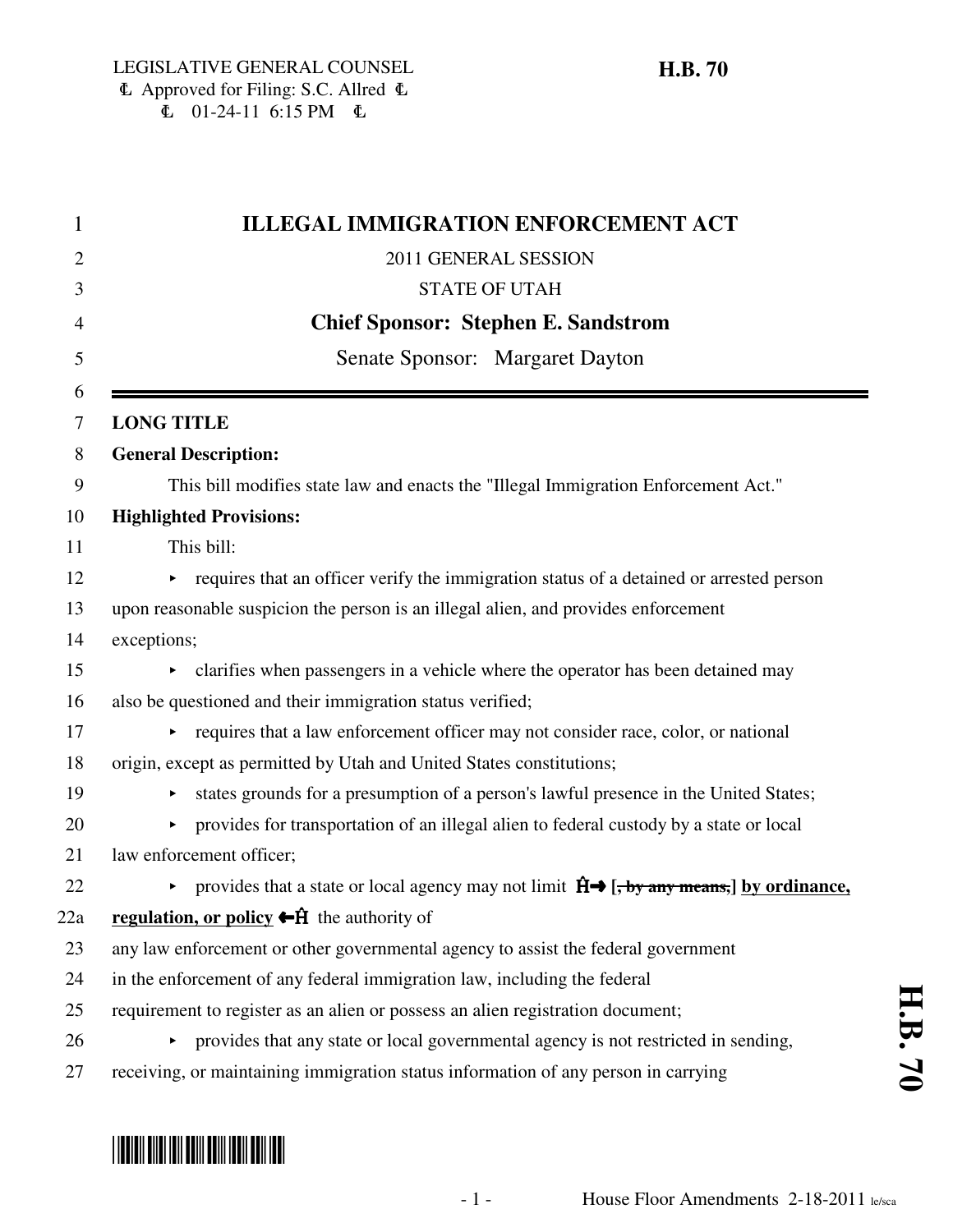LEGISLATIVE GENERAL COUNSEL
Ⓛ Approved for Filing: S.C. Allred Ⓛ
Ⓛ 01-24-11 6:15 PM Ⓛ

**H.B. 70**

# ILLEGAL IMMIGRATION ENFORCEMENT ACT

2011 GENERAL SESSION

STATE OF UTAH

**Chief Sponsor: Stephen E. Sandstrom**

Senate Sponsor: Margaret Dayton

**LONG TITLE**

**General Description:**

This bill modifies state law and enacts the "Illegal Immigration Enforcement Act."

**Highlighted Provisions:**

This bill:

- requires that an officer verify the immigration status of a detained or arrested person upon reasonable suspicion the person is an illegal alien, and provides enforcement exceptions;
- clarifies when passengers in a vehicle where the operator has been detained may also be questioned and their immigration status verified;
- requires that a law enforcement officer may not consider race, color, or national origin, except as permitted by Utah and United States constitutions;
- states grounds for a presumption of a person's lawful presence in the United States;
- provides for transportation of an illegal alien to federal custody by a state or local law enforcement officer;
- provides that a state or local agency may not limit Ĥ→ [~~, by any means,~~] **by ordinance, regulation, or policy** ←Ĥ the authority of any law enforcement or other governmental agency to assist the federal government in the enforcement of any federal immigration law, including the federal requirement to register as an alien or possess an alien registration document;
- provides that any state or local governmental agency is not restricted in sending, receiving, or maintaining immigration status information of any person in carrying

House Floor Amendments 2-18-2011 le/sca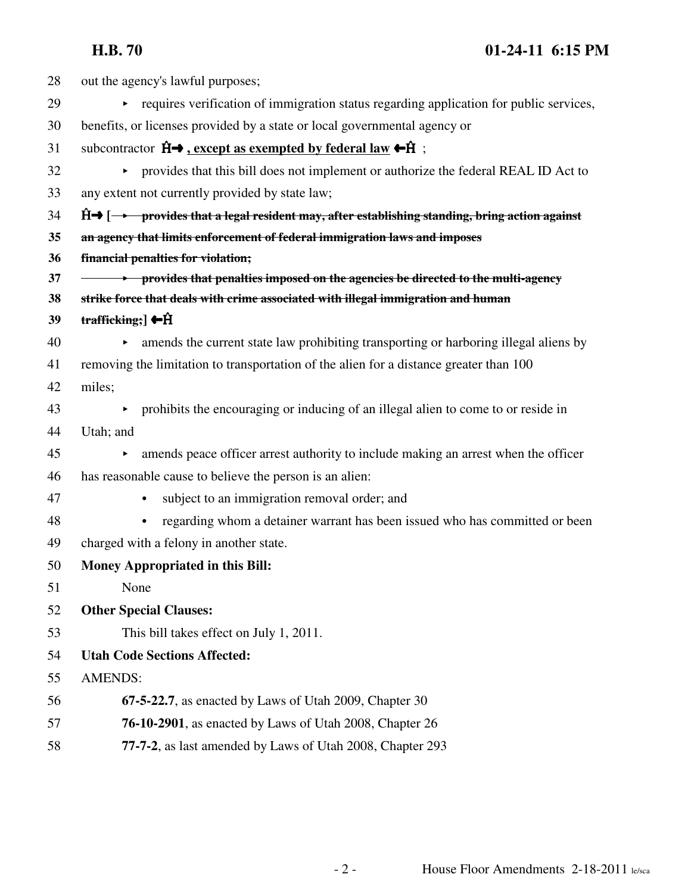out the agency's lawful purposes;

- requires verification of immigration status regarding application for public services, benefits, or licenses provided by a state or local governmental agency or subcontractor Ĥ→ **<u>, except as exempted by federal law</u>** ←Ĥ ;
- provides that this bill does not implement or authorize the federal REAL ID Act to any extent not currently provided by state law;

Ĥ→ [ ~~▸ provides that a legal resident may, after establishing standing, bring action against an agency that limits enforcement of federal immigration laws and imposes financial penalties for violation;~~

~~▸ provides that penalties imposed on the agencies be directed to the multi-agency strike force that deals with crime associated with illegal immigration and human trafficking;~~ ] ←Ĥ

- amends the current state law prohibiting transporting or harboring illegal aliens by removing the limitation to transportation of the alien for a distance greater than 100 miles;
- prohibits the encouraging or inducing of an illegal alien to come to or reside in Utah; and
- amends peace officer arrest authority to include making an arrest when the officer has reasonable cause to believe the person is an alien:
  - subject to an immigration removal order; and
  - regarding whom a detainer warrant has been issued who has committed or been charged with a felony in another state.

**Money Appropriated in this Bill:**

None

**Other Special Clauses:**

This bill takes effect on July 1, 2011.

**Utah Code Sections Affected:**

AMENDS:

**67-5-22.7**, as enacted by Laws of Utah 2009, Chapter 30

**76-10-2901**, as enacted by Laws of Utah 2008, Chapter 26

**77-7-2**, as last amended by Laws of Utah 2008, Chapter 293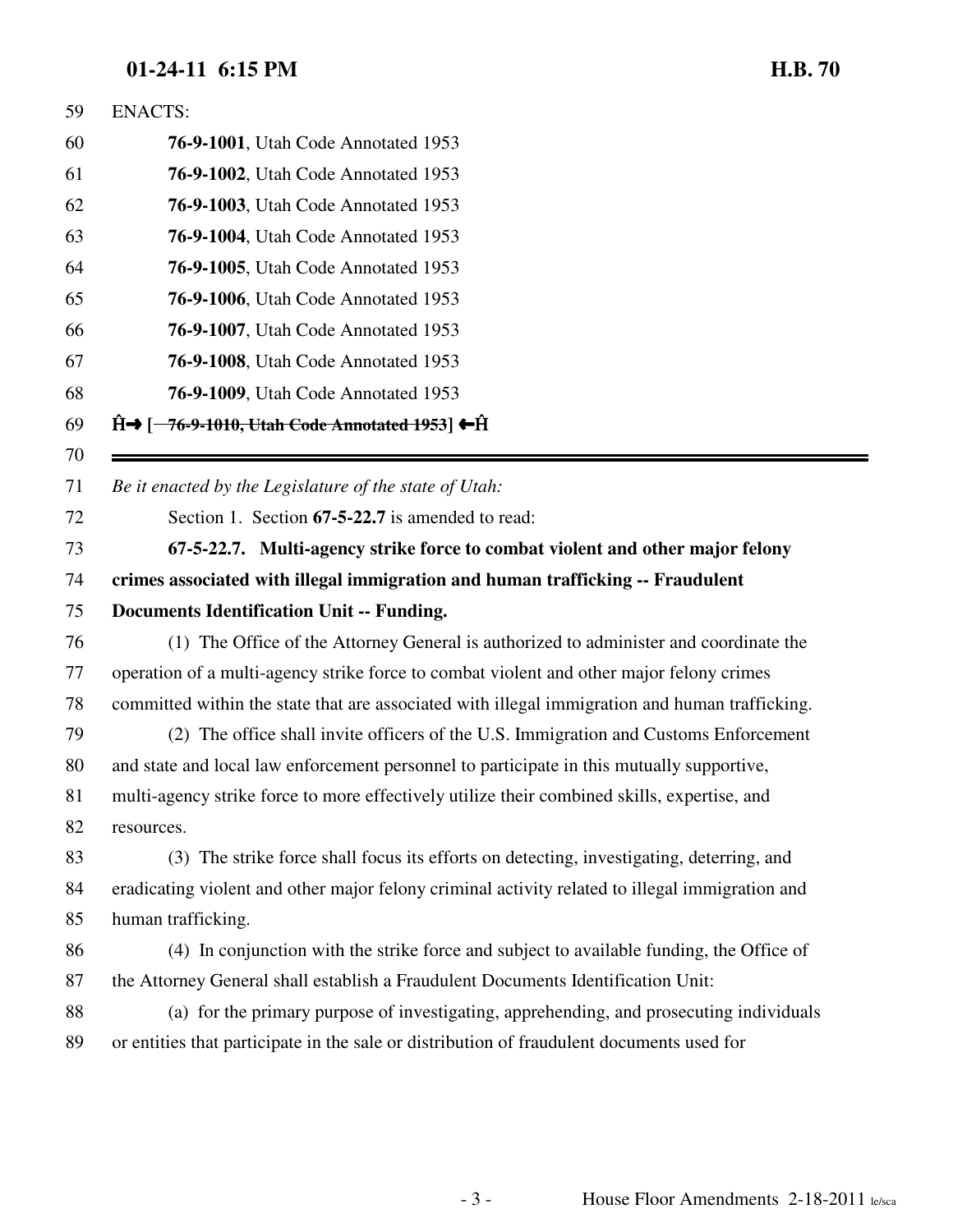ENACTS:

**76-9-1001**, Utah Code Annotated 1953

**76-9-1002**, Utah Code Annotated 1953

**76-9-1003**, Utah Code Annotated 1953

**76-9-1004**, Utah Code Annotated 1953

**76-9-1005**, Utah Code Annotated 1953

**76-9-1006**, Utah Code Annotated 1953

**76-9-1007**, Utah Code Annotated 1953

**76-9-1008**, Utah Code Annotated 1953

**76-9-1009**, Utah Code Annotated 1953

**Ĥ→ [ ~~76-9-1010, Utah Code Annotated 1953~~] ←Ĥ**

---

*Be it enacted by the Legislature of the state of Utah:*

Section 1. Section **67-5-22.7** is amended to read:

**67-5-22.7. Multi-agency strike force to combat violent and other major felony crimes associated with illegal immigration and human trafficking -- Fraudulent Documents Identification Unit -- Funding.**

(1) The Office of the Attorney General is authorized to administer and coordinate the operation of a multi-agency strike force to combat violent and other major felony crimes committed within the state that are associated with illegal immigration and human trafficking.

(2) The office shall invite officers of the U.S. Immigration and Customs Enforcement and state and local law enforcement personnel to participate in this mutually supportive, multi-agency strike force to more effectively utilize their combined skills, expertise, and resources.

(3) The strike force shall focus its efforts on detecting, investigating, deterring, and eradicating violent and other major felony criminal activity related to illegal immigration and human trafficking.

(4) In conjunction with the strike force and subject to available funding, the Office of the Attorney General shall establish a Fraudulent Documents Identification Unit:

(a) for the primary purpose of investigating, apprehending, and prosecuting individuals or entities that participate in the sale or distribution of fraudulent documents used for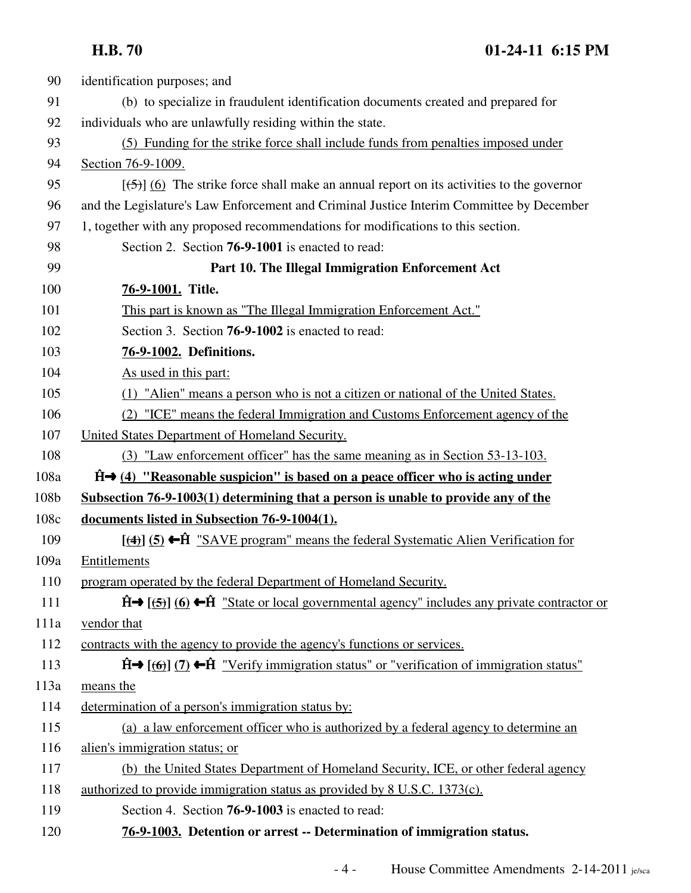90 identification purposes; and

91 (b) to specialize in fraudulent identification documents created and prepared for

92 individuals who are unlawfully residing within the state.

93 (5) Funding for the strike force shall include funds from penalties imposed under

94 Section 76-9-1009.

95 [(5)] (6) The strike force shall make an annual report on its activities to the governor

96 and the Legislature's Law Enforcement and Criminal Justice Interim Committee by December

97 1, together with any proposed recommendations for modifications to this section.

98 Section 2. Section **76-9-1001** is enacted to read:

99 **Part 10. The Illegal Immigration Enforcement Act**

100 **76-9-1001. Title.**

101 This part is known as "The Illegal Immigration Enforcement Act."

102 Section 3. Section **76-9-1002** is enacted to read:

103 **76-9-1002. Definitions.**

104 As used in this part:

105 (1) "Alien" means a person who is not a citizen or national of the United States.

106 (2) "ICE" means the federal Immigration and Customs Enforcement agency of the

107 United States Department of Homeland Security.

108 (3) "Law enforcement officer" has the same meaning as in Section 53-13-103.

108a **Ĥ→ (4) "Reasonable suspicion" is based on a peace officer who is acting under**

108b **Subsection 76-9-1003(1) determining that a person is unable to provide any of the**

108c **documents listed in Subsection 76-9-1004(1).**

109 **[(4)] (5) ←Ĥ** "SAVE program" means the federal Systematic Alien Verification for

109a Entitlements

110 program operated by the federal Department of Homeland Security.

111 **Ĥ→ [(5)] (6) ←Ĥ** "State or local governmental agency" includes any private contractor or

111a vendor that

112 contracts with the agency to provide the agency's functions or services.

113 **Ĥ→ [(6)] (7) ←Ĥ** "Verify immigration status" or "verification of immigration status"

113a means the

114 determination of a person's immigration status by:

115 (a) a law enforcement officer who is authorized by a federal agency to determine an

116 alien's immigration status; or

117 (b) the United States Department of Homeland Security, ICE, or other federal agency

118 authorized to provide immigration status as provided by 8 U.S.C. 1373(c).

119 Section 4. Section **76-9-1003** is enacted to read:

120 **76-9-1003. Detention or arrest -- Determination of immigration status.**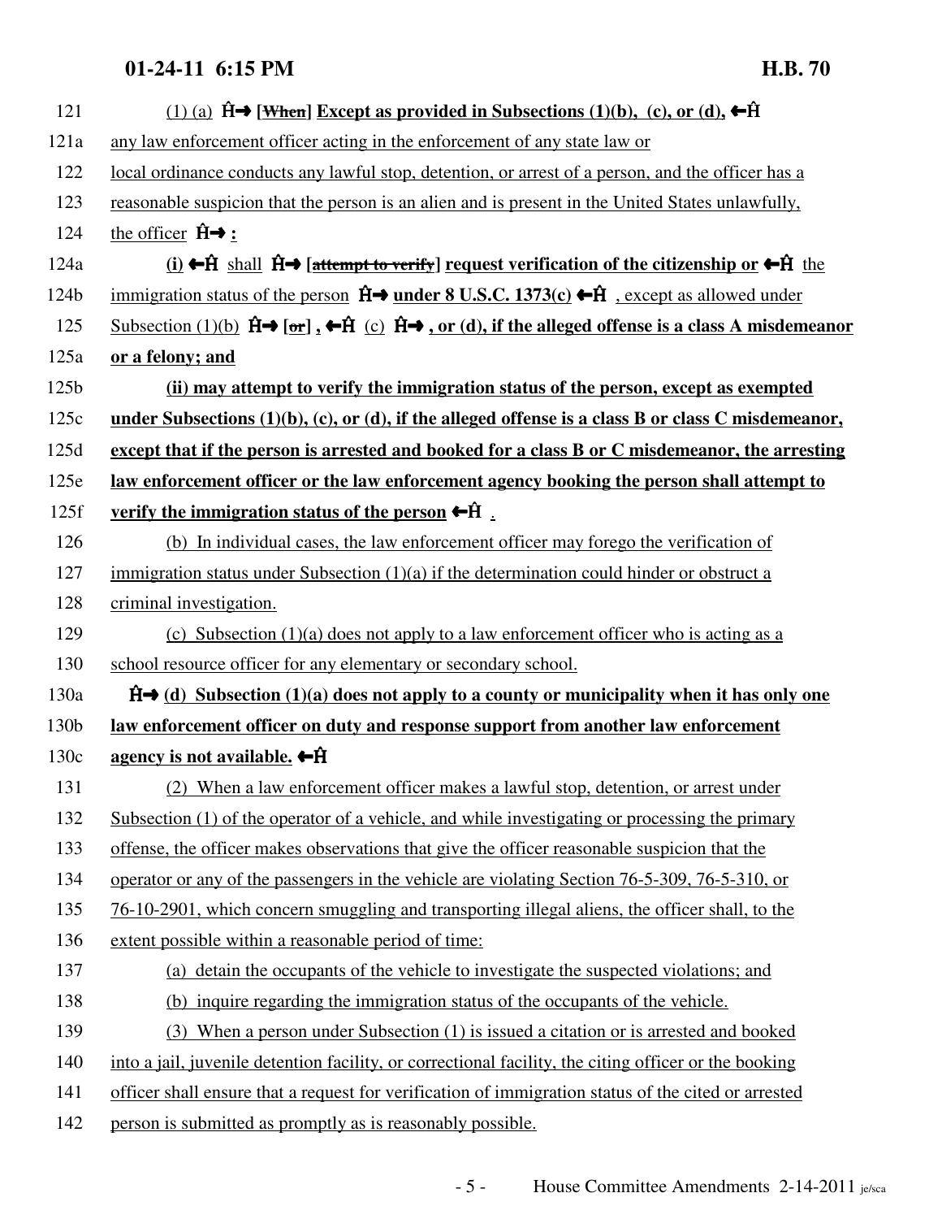121 (1) (a) Ĥ→ [~~When~~] **Except as provided in Subsections (1)(b), (c), or (d),** ←Ĥ

121a any law enforcement officer acting in the enforcement of any state law or

122 local ordinance conducts any lawful stop, detention, or arrest of a person, and the officer has a

123 reasonable suspicion that the person is an alien and is present in the United States unlawfully,

124 the officer Ĥ→ **:**

124a **(i)** ←Ĥ shall Ĥ→ [~~attempt to verify~~] **request verification of the citizenship or** ←Ĥ the

124b immigration status of the person Ĥ→ **under 8 U.S.C. 1373(c)** ←Ĥ , except as allowed under

125 Subsection (1)(b) Ĥ→ [~~or~~] **,** ←Ĥ (c) Ĥ→ **, or (d), if the alleged offense is a class A misdemeanor**

125a **or a felony; and**

125b **(ii) may attempt to verify the immigration status of the person, except as exempted**

125c **under Subsections (1)(b), (c), or (d), if the alleged offense is a class B or class C misdemeanor,**

125d **except that if the person is arrested and booked for a class B or C misdemeanor, the arresting**

125e **law enforcement officer or the law enforcement agency booking the person shall attempt to**

125f **verify the immigration status of the person** ←Ĥ .

126 (b) In individual cases, the law enforcement officer may forego the verification of

127 immigration status under Subsection (1)(a) if the determination could hinder or obstruct a

128 criminal investigation.

129 (c) Subsection (1)(a) does not apply to a law enforcement officer who is acting as a

130 school resource officer for any elementary or secondary school.

130a Ĥ→ **(d) Subsection (1)(a) does not apply to a county or municipality when it has only one**

130b **law enforcement officer on duty and response support from another law enforcement**

130c **agency is not available.** ←Ĥ

131 (2) When a law enforcement officer makes a lawful stop, detention, or arrest under

132 Subsection (1) of the operator of a vehicle, and while investigating or processing the primary

133 offense, the officer makes observations that give the officer reasonable suspicion that the

134 operator or any of the passengers in the vehicle are violating Section 76-5-309, 76-5-310, or

135 76-10-2901, which concern smuggling and transporting illegal aliens, the officer shall, to the

136 extent possible within a reasonable period of time:

137 (a) detain the occupants of the vehicle to investigate the suspected violations; and

138 (b) inquire regarding the immigration status of the occupants of the vehicle.

139 (3) When a person under Subsection (1) is issued a citation or is arrested and booked

140 into a jail, juvenile detention facility, or correctional facility, the citing officer or the booking

141 officer shall ensure that a request for verification of immigration status of the cited or arrested

142 person is submitted as promptly as is reasonably possible.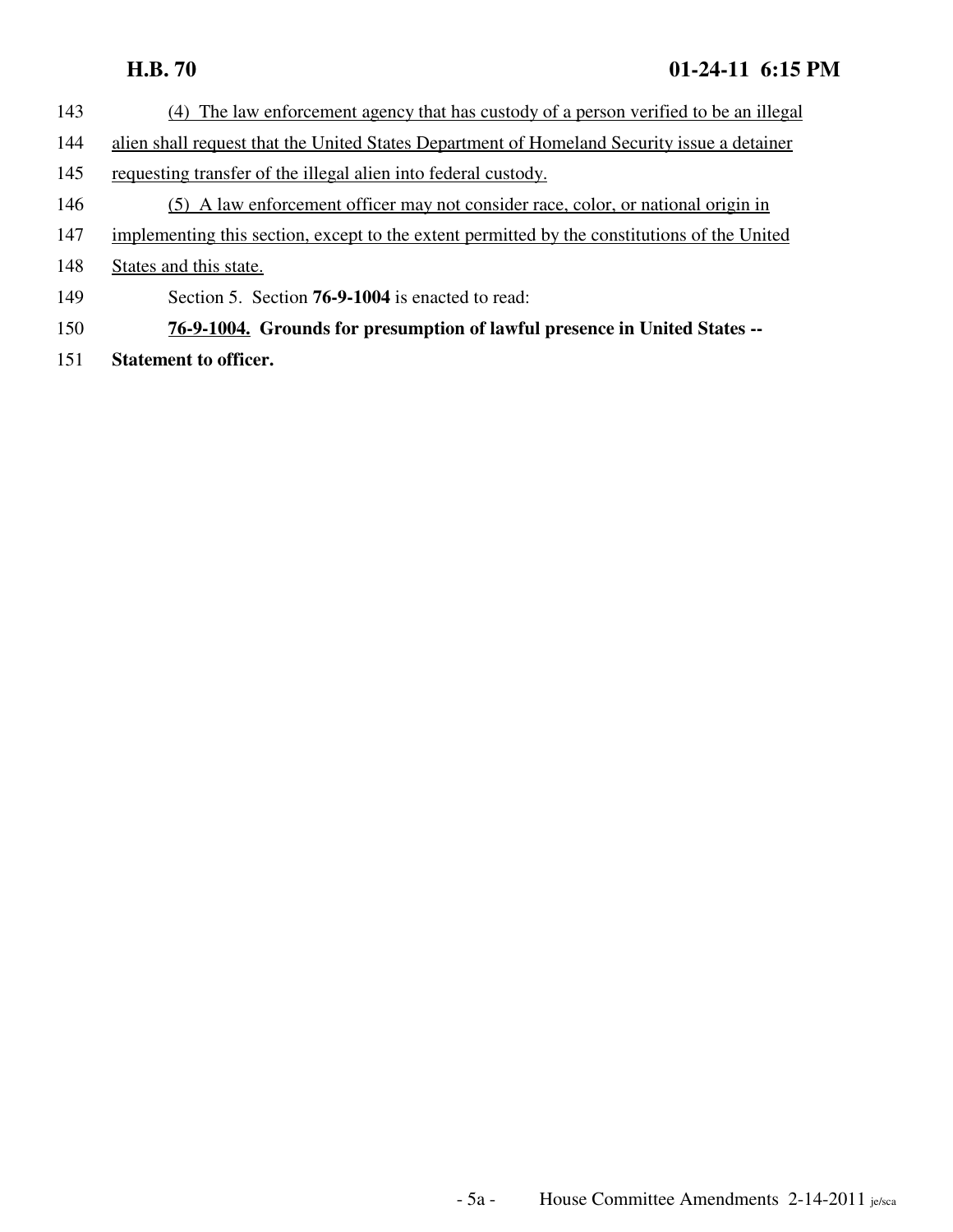143 (4) The law enforcement agency that has custody of a person verified to be an illegal
144 alien shall request that the United States Department of Homeland Security issue a detainer
145 requesting transfer of the illegal alien into federal custody.
146 (5) A law enforcement officer may not consider race, color, or national origin in
147 implementing this section, except to the extent permitted by the constitutions of the United
148 States and this state.
149 Section 5. Section **76-9-1004** is enacted to read:
150 **76-9-1004. Grounds for presumption of lawful presence in United States --**
151 **Statement to officer.**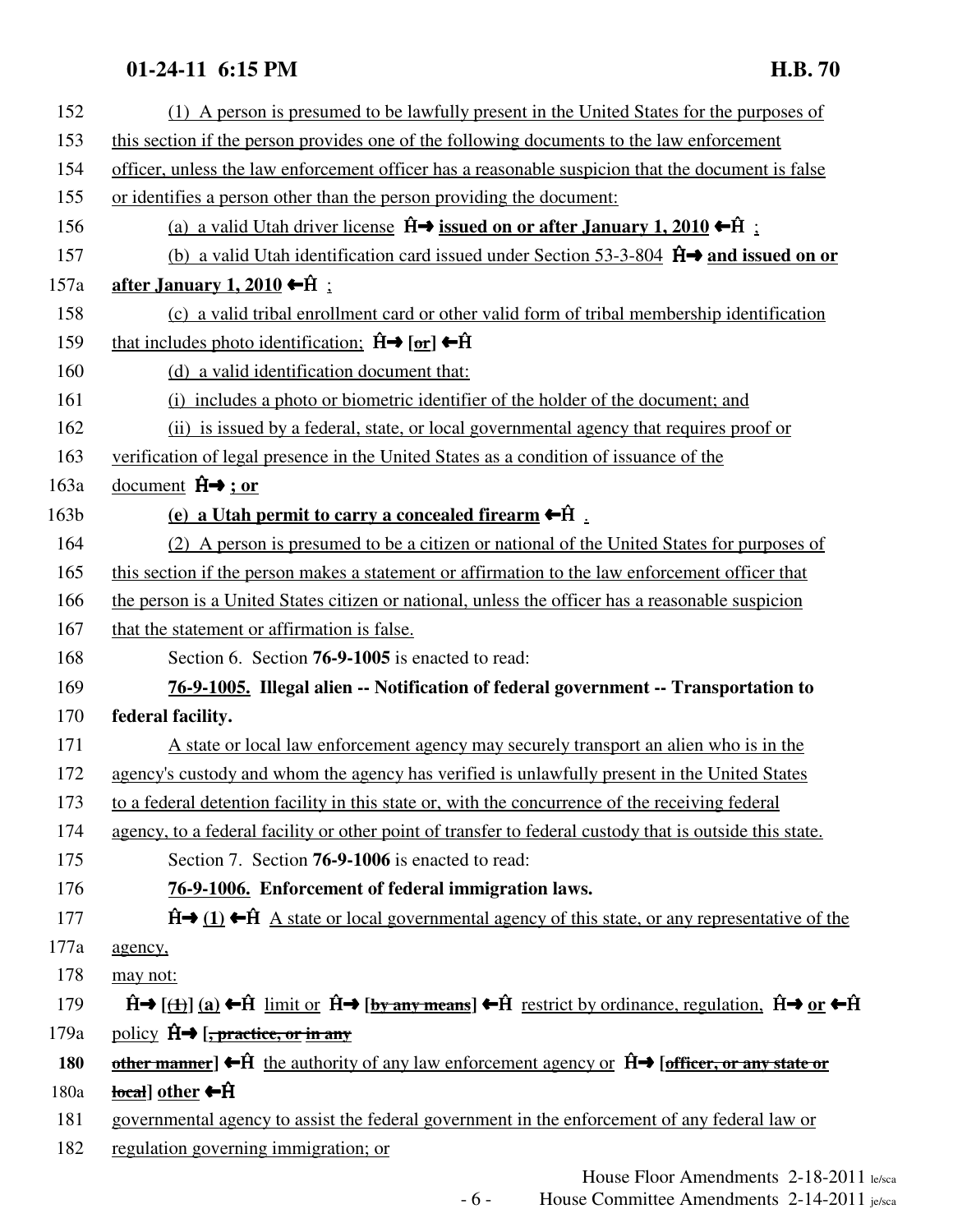152 (1) A person is presumed to be lawfully present in the United States for the purposes of
153 this section if the person provides one of the following documents to the law enforcement
154 officer, unless the law enforcement officer has a reasonable suspicion that the document is false
155 or identifies a person other than the person providing the document:

156 (a) a valid Utah driver license Ĥ→ **issued on or after January 1, 2010** ←Ĥ ;

157 (b) a valid Utah identification card issued under Section 53-3-804 Ĥ→ **and issued on or**
157a **after January 1, 2010** ←Ĥ ;

158 (c) a valid tribal enrollment card or other valid form of tribal membership identification
159 that includes photo identification; Ĥ→ [~~or~~] ←Ĥ

160 (d) a valid identification document that:

161 (i) includes a photo or biometric identifier of the holder of the document; and

162 (ii) is issued by a federal, state, or local governmental agency that requires proof or
163 verification of legal presence in the United States as a condition of issuance of the
163a document Ĥ→ **; or**

163b **(e) a Utah permit to carry a concealed firearm** ←Ĥ .

164 (2) A person is presumed to be a citizen or national of the United States for purposes of
165 this section if the person makes a statement or affirmation to the law enforcement officer that
166 the person is a United States citizen or national, unless the officer has a reasonable suspicion
167 that the statement or affirmation is false.

168 Section 6. Section **76-9-1005** is enacted to read:

169 **76-9-1005. Illegal alien -- Notification of federal government -- Transportation to**
170 **federal facility.**

171 A state or local law enforcement agency may securely transport an alien who is in the
172 agency's custody and whom the agency has verified is unlawfully present in the United States
173 to a federal detention facility in this state or, with the concurrence of the receiving federal
174 agency, to a federal facility or other point of transfer to federal custody that is outside this state.

175 Section 7. Section **76-9-1006** is enacted to read:

176 **76-9-1006. Enforcement of federal immigration laws.**

177 Ĥ→ **(1)** ←Ĥ A state or local governmental agency of this state, or any representative of the
177a agency,
178 may not:

179 Ĥ→ [~~(1)~~] **(a)** ←Ĥ limit or Ĥ→ [~~by any means~~] ←Ĥ restrict by ordinance, regulation, Ĥ→ **or** ←Ĥ
179a policy Ĥ→ [~~, practice, or in any~~
180 ~~other manner~~] ←Ĥ the authority of any law enforcement agency or Ĥ→ [~~officer, or any state or~~
180a ~~local~~] **other** ←Ĥ
181 governmental agency to assist the federal government in the enforcement of any federal law or
182 regulation governing immigration; or

House Floor Amendments 2-18-2011 le/sca
House Committee Amendments 2-14-2011 je/sca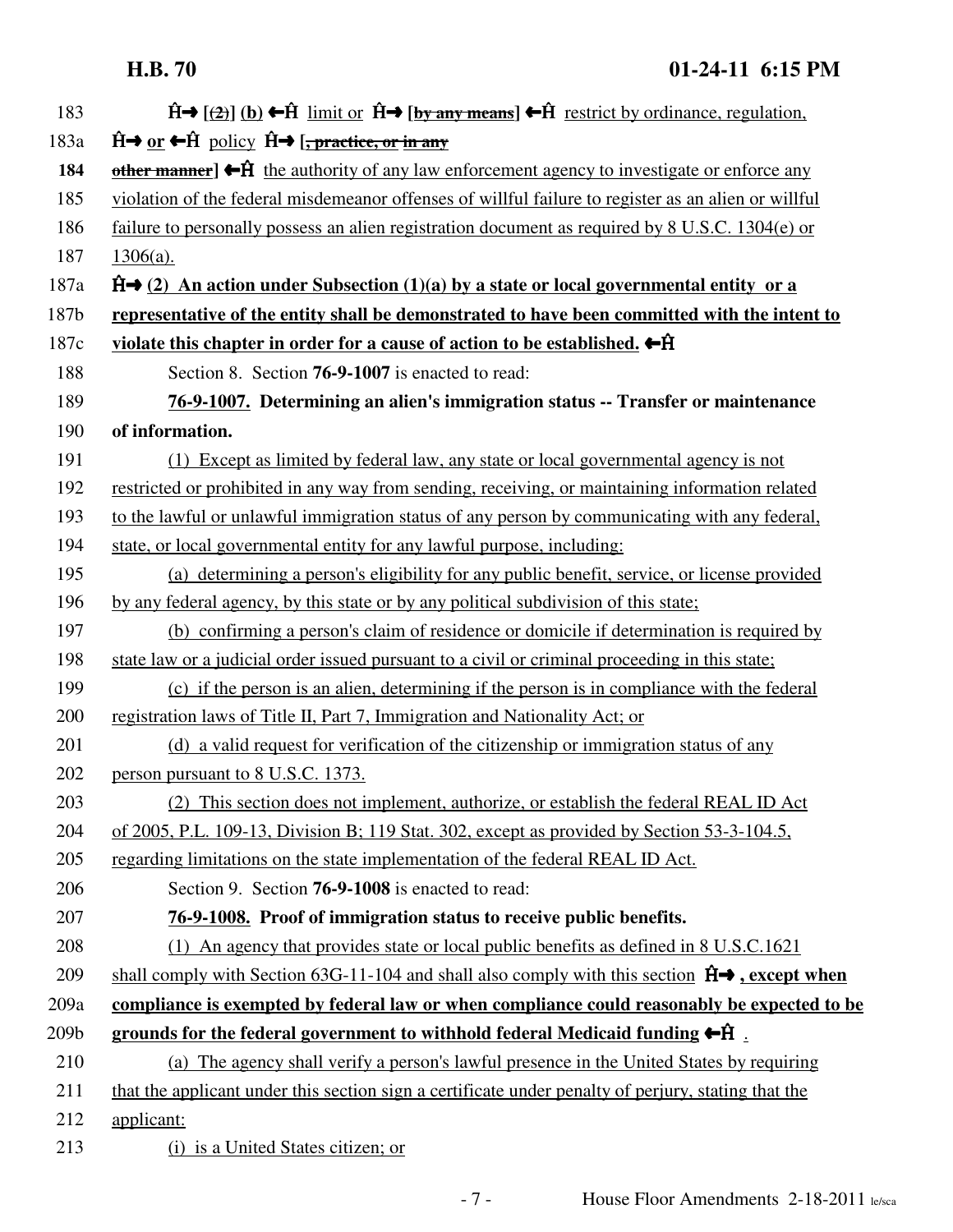183 Ĥ→ [(2)] (b) ←Ĥ limit or Ĥ→ [~~by any means~~] ←Ĥ restrict by ordinance, regulation,

183a Ĥ→ **or** ←Ĥ policy Ĥ→ [~~, practice, or in any~~

184 ~~other manner~~] ←Ĥ the authority of any law enforcement agency to investigate or enforce any

185 violation of the federal misdemeanor offenses of willful failure to register as an alien or willful

186 failure to personally possess an alien registration document as required by 8 U.S.C. 1304(e) or

187 1306(a).

187a Ĥ→ **(2) An action under Subsection (1)(a) by a state or local governmental entity or a**

187b **representative of the entity shall be demonstrated to have been committed with the intent to**

187c **violate this chapter in order for a cause of action to be established.** ←Ĥ

188 Section 8. Section **76-9-1007** is enacted to read:

189 **76-9-1007. Determining an alien's immigration status -- Transfer or maintenance**

190 **of information.**

191 (1) Except as limited by federal law, any state or local governmental agency is not

192 restricted or prohibited in any way from sending, receiving, or maintaining information related

193 to the lawful or unlawful immigration status of any person by communicating with any federal,

194 state, or local governmental entity for any lawful purpose, including:

195 (a) determining a person's eligibility for any public benefit, service, or license provided

196 by any federal agency, by this state or by any political subdivision of this state;

197 (b) confirming a person's claim of residence or domicile if determination is required by

198 state law or a judicial order issued pursuant to a civil or criminal proceeding in this state;

199 (c) if the person is an alien, determining if the person is in compliance with the federal

200 registration laws of Title II, Part 7, Immigration and Nationality Act; or

201 (d) a valid request for verification of the citizenship or immigration status of any

202 person pursuant to 8 U.S.C. 1373.

203 (2) This section does not implement, authorize, or establish the federal REAL ID Act

204 of 2005, P.L. 109-13, Division B; 119 Stat. 302, except as provided by Section 53-3-104.5,

205 regarding limitations on the state implementation of the federal REAL ID Act.

206 Section 9. Section **76-9-1008** is enacted to read:

207 **76-9-1008. Proof of immigration status to receive public benefits.**

208 (1) An agency that provides state or local public benefits as defined in 8 U.S.C.1621

209 shall comply with Section 63G-11-104 and shall also comply with this section Ĥ→ **, except when**

209a **compliance is exempted by federal law or when compliance could reasonably be expected to be**

209b **grounds for the federal government to withhold federal Medicaid funding** ←Ĥ .

210 (a) The agency shall verify a person's lawful presence in the United States by requiring

211 that the applicant under this section sign a certificate under penalty of perjury, stating that the

212 applicant:

213 (i) is a United States citizen; or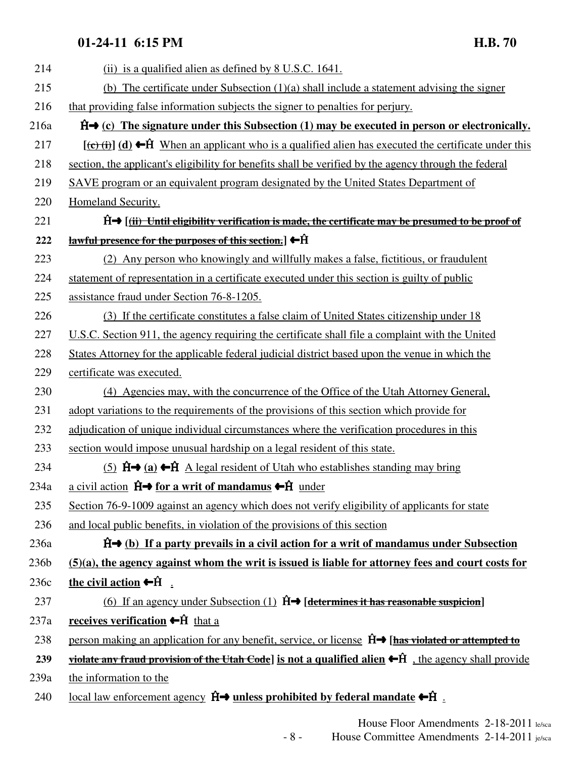214 (ii) is a qualified alien as defined by 8 U.S.C. 1641.

215 (b) The certificate under Subsection (1)(a) shall include a statement advising the signer

216 that providing false information subjects the signer to penalties for perjury.

216a **Ĥ→ (c) The signature under this Subsection (1) may be executed in person or electronically.**

217 **[~~(c) (i)~~] (d) ←Ĥ** When an applicant who is a qualified alien has executed the certificate under this

218 section, the applicant's eligibility for benefits shall be verified by the agency through the federal

219 SAVE program or an equivalent program designated by the United States Department of

220 Homeland Security.

221 **Ĥ→ [~~(ii) Until eligibility verification is made, the certificate may be presumed to be proof of~~**

**222** **~~lawful presence for the purposes of this section.~~] ←Ĥ**

223 (2) Any person who knowingly and willfully makes a false, fictitious, or fraudulent

224 statement of representation in a certificate executed under this section is guilty of public

225 assistance fraud under Section 76-8-1205.

226 (3) If the certificate constitutes a false claim of United States citizenship under 18

227 U.S.C. Section 911, the agency requiring the certificate shall file a complaint with the United

228 States Attorney for the applicable federal judicial district based upon the venue in which the

229 certificate was executed.

230 (4) Agencies may, with the concurrence of the Office of the Utah Attorney General,

231 adopt variations to the requirements of the provisions of this section which provide for

232 adjudication of unique individual circumstances where the verification procedures in this

233 section would impose unusual hardship on a legal resident of this state.

234 (5) **Ĥ→ (a) ←Ĥ** A legal resident of Utah who establishes standing may bring

234a a civil action **Ĥ→ for a writ of mandamus ←Ĥ** under

235 Section 76-9-1009 against an agency which does not verify eligibility of applicants for state

236 and local public benefits, in violation of the provisions of this section

236a **Ĥ→ (b) If a party prevails in a civil action for a writ of mandamus under Subsection**

236b **(5)(a), the agency against whom the writ is issued is liable for attorney fees and court costs for**

236c **the civil action ←Ĥ** .

237 (6) If an agency under Subsection (1) **Ĥ→ [~~determines it has reasonable suspicion~~]**

237a **receives verification ←Ĥ** that a

238 person making an application for any benefit, service, or license **Ĥ→ [~~has violated or attempted to~~**

**239** **~~violate any fraud provision of the Utah Code~~] is not a qualified alien ←Ĥ** , the agency shall provide

239a the information to the

240 local law enforcement agency **Ĥ→ unless prohibited by federal mandate ←Ĥ** .

House Floor Amendments 2-18-2011 le/sca

House Committee Amendments 2-14-2011 je/sca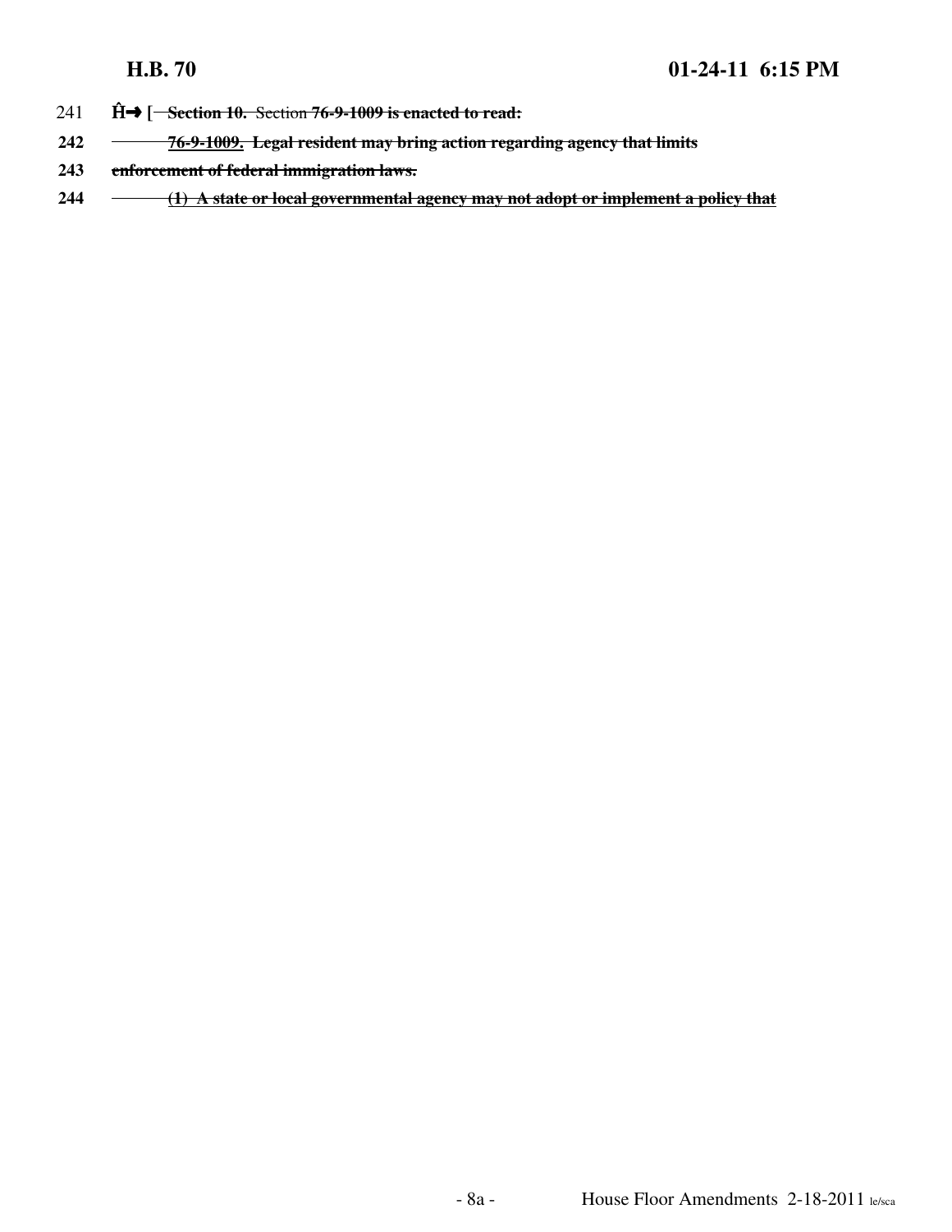241 Ĥ→ [ ~~Section 10. Section 76-9-1009 is enacted to read:~~

242 ~~76-9-1009. Legal resident may bring action regarding agency that limits~~

243 ~~enforcement of federal immigration laws.~~

244 ~~(1) A state or local governmental agency may not adopt or implement a policy that~~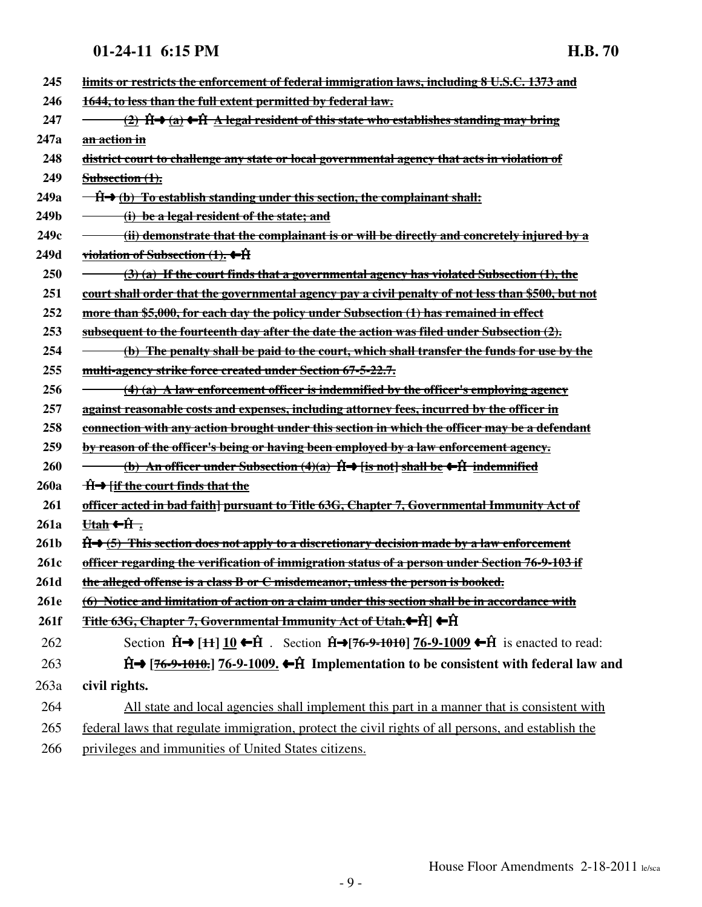245 ~~limits or restricts the enforcement of federal immigration laws, including 8 U.S.C. 1373 and~~
246 ~~1644, to less than the full extent permitted by federal law.~~
247 ~~(2) Ĥ→ (a) ←Ĥ A legal resident of this state who establishes standing may bring~~
247a ~~an action in~~
248 ~~district court to challenge any state or local governmental agency that acts in violation of~~
249 ~~Subsection (1).~~
249a ~~Ĥ→ (b) To establish standing under this section, the complainant shall:~~
249b ~~(i) be a legal resident of the state; and~~
249c ~~(ii) demonstrate that the complainant is or will be directly and concretely injured by a~~
249d ~~violation of Subsection (1). ←Ĥ~~
250 ~~(3) (a) If the court finds that a governmental agency has violated Subsection (1), the~~
251 ~~court shall order that the governmental agency pay a civil penalty of not less than $500, but not~~
252 ~~more than $5,000, for each day the policy under Subsection (1) has remained in effect~~
253 ~~subsequent to the fourteenth day after the date the action was filed under Subsection (2).~~
254 ~~(b) The penalty shall be paid to the court, which shall transfer the funds for use by the~~
255 ~~multi-agency strike force created under Section 67-5-22.7.~~
256 ~~(4) (a) A law enforcement officer is indemnified by the officer's employing agency~~
257 ~~against reasonable costs and expenses, including attorney fees, incurred by the officer in~~
258 ~~connection with any action brought under this section in which the officer may be a defendant~~
259 ~~by reason of the officer's being or having been employed by a law enforcement agency.~~
260 ~~(b) An officer under Subsection (4)(a) Ĥ→ [is not] shall be ←Ĥ indemnified~~
260a ~~Ĥ→ [if the court finds that the~~
261 ~~officer acted in bad faith] pursuant to Title 63G, Chapter 7, Governmental Immunity Act of~~
261a ~~Utah ←Ĥ .~~
261b ~~Ĥ→ (5) This section does not apply to a discretionary decision made by a law enforcement~~
261c ~~officer regarding the verification of immigration status of a person under Section 76-9-103 if~~
261d ~~the alleged offense is a class B or C misdemeanor, unless the person is booked.~~
261e ~~(6) Notice and limitation of action on a claim under this section shall be in accordance with~~
261f ~~Title 63G, Chapter 7, Governmental Immunity Act of Utah.←Ĥ]~~ ←Ĥ
262 Section Ĥ→ [~~11~~] 10 ←Ĥ . Section Ĥ→[~~76-9-1010~~] 76-9-1009 ←Ĥ is enacted to read:
263 **Ĥ→ [~~76-9-1010.~~] 76-9-1009. ←Ĥ Implementation to be consistent with federal law and**
263a **civil rights.**
264 All state and local agencies shall implement this part in a manner that is consistent with
265 federal laws that regulate immigration, protect the civil rights of all persons, and establish the
266 privileges and immunities of United States citizens.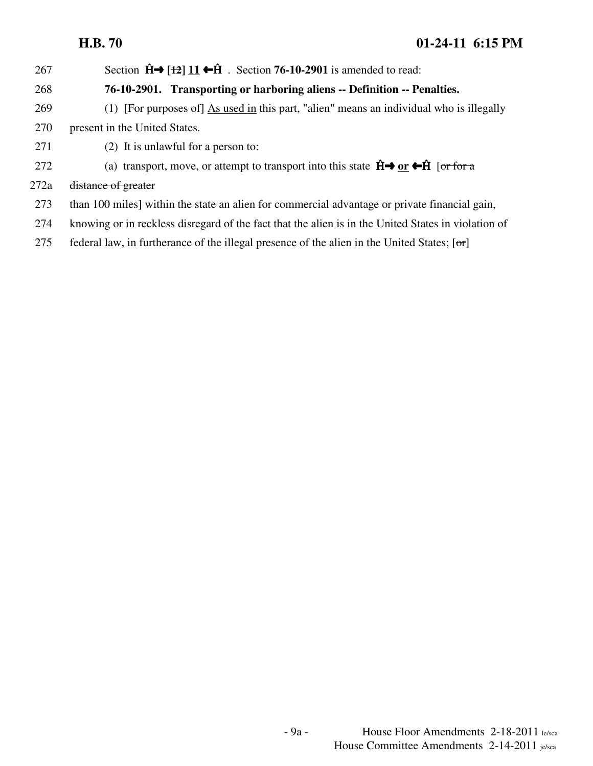267 Section Ĥ→ [~~12~~] <u>11</u> ←Ĥ . Section **76-10-2901** is amended to read:

268 **76-10-2901. Transporting or harboring aliens -- Definition -- Penalties.**

269 (1) [~~For purposes of~~] <u>As used in</u> this part, "alien" means an individual who is illegally

270 present in the United States.

271 (2) It is unlawful for a person to:

272 (a) transport, move, or attempt to transport into this state Ĥ→ <u>**or**</u> ←Ĥ [~~or for a~~

272a ~~distance of greater~~

273 ~~than 100 miles~~] within the state an alien for commercial advantage or private financial gain,

274 knowing or in reckless disregard of the fact that the alien is in the United States in violation of

275 federal law, in furtherance of the illegal presence of the alien in the United States; [~~or~~]

House Floor Amendments 2-18-2011 le/sca
House Committee Amendments 2-14-2011 je/sca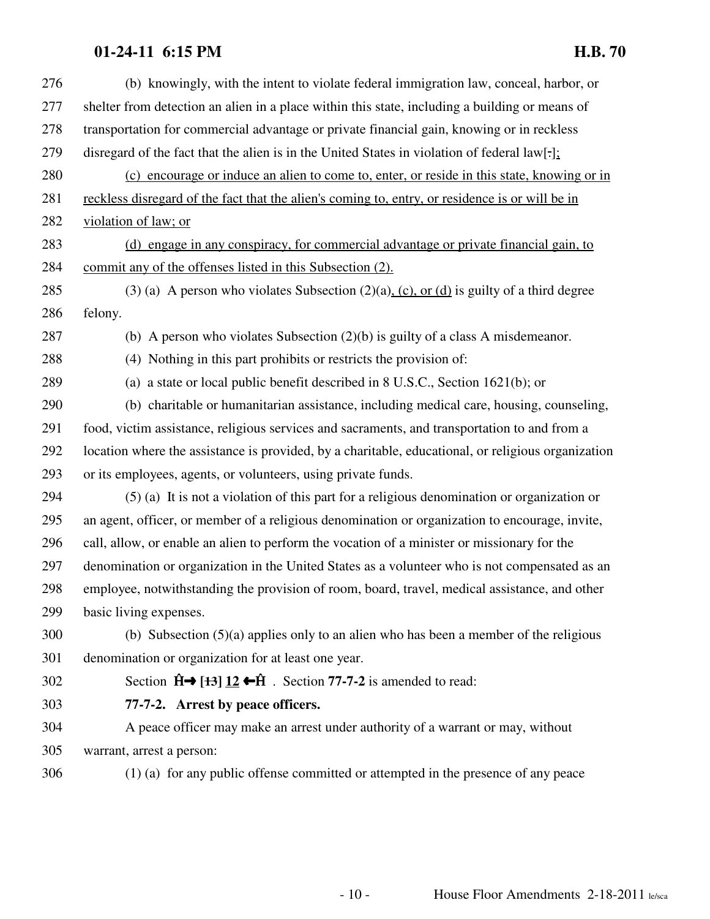276 (b) knowingly, with the intent to violate federal immigration law, conceal, harbor, or
277 shelter from detection an alien in a place within this state, including a building or means of
278 transportation for commercial advantage or private financial gain, knowing or in reckless
279 disregard of the fact that the alien is in the United States in violation of federal law[.];
280 (c) encourage or induce an alien to come to, enter, or reside in this state, knowing or in
281 reckless disregard of the fact that the alien's coming to, entry, or residence is or will be in
282 violation of law; or
283 (d) engage in any conspiracy, for commercial advantage or private financial gain, to
284 commit any of the offenses listed in this Subsection (2).
285 (3) (a) A person who violates Subsection (2)(a), (c), or (d) is guilty of a third degree
286 felony.
287 (b) A person who violates Subsection (2)(b) is guilty of a class A misdemeanor.
288 (4) Nothing in this part prohibits or restricts the provision of:
289 (a) a state or local public benefit described in 8 U.S.C., Section 1621(b); or
290 (b) charitable or humanitarian assistance, including medical care, housing, counseling,
291 food, victim assistance, religious services and sacraments, and transportation to and from a
292 location where the assistance is provided, by a charitable, educational, or religious organization
293 or its employees, agents, or volunteers, using private funds.
294 (5) (a) It is not a violation of this part for a religious denomination or organization or
295 an agent, officer, or member of a religious denomination or organization to encourage, invite,
296 call, allow, or enable an alien to perform the vocation of a minister or missionary for the
297 denomination or organization in the United States as a volunteer who is not compensated as an
298 employee, notwithstanding the provision of room, board, travel, medical assistance, and other
299 basic living expenses.
300 (b) Subsection (5)(a) applies only to an alien who has been a member of the religious
301 denomination or organization for at least one year.
302 Section **Ĥ→ [~~13~~] 12 ←Ĥ** . Section **77-7-2** is amended to read:
303 **77-7-2. Arrest by peace officers.**
304 A peace officer may make an arrest under authority of a warrant or may, without
305 warrant, arrest a person:
306 (1) (a) for any public offense committed or attempted in the presence of any peace

House Floor Amendments 2-18-2011 le/sca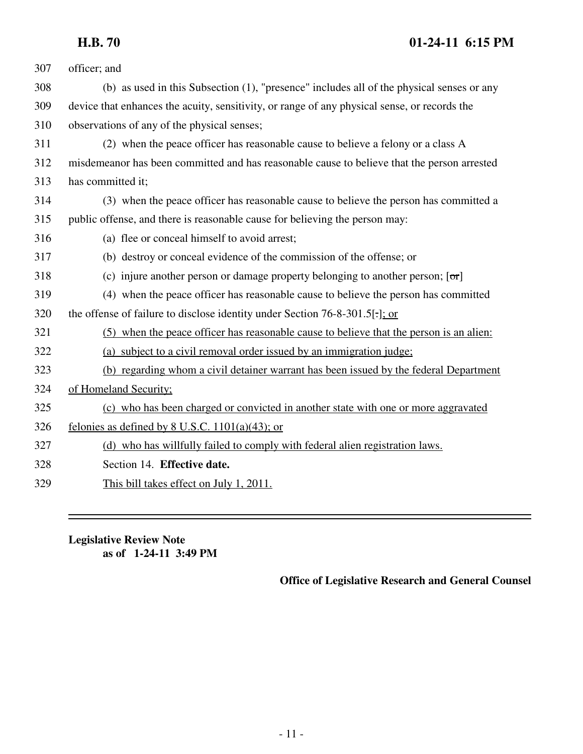307 officer; and

308 (b) as used in this Subsection (1), "presence" includes all of the physical senses or any

309 device that enhances the acuity, sensitivity, or range of any physical sense, or records the

310 observations of any of the physical senses;

311 (2) when the peace officer has reasonable cause to believe a felony or a class A

312 misdemeanor has been committed and has reasonable cause to believe that the person arrested

313 has committed it;

314 (3) when the peace officer has reasonable cause to believe the person has committed a

315 public offense, and there is reasonable cause for believing the person may:

316 (a) flee or conceal himself to avoid arrest;

317 (b) destroy or conceal evidence of the commission of the offense; or

318 (c) injure another person or damage property belonging to another person; [~~or~~]

319 (4) when the peace officer has reasonable cause to believe the person has committed

320 the offense of failure to disclose identity under Section 76-8-301.5[.]<u>; or</u>

321 <u>(5) when the peace officer has reasonable cause to believe that the person is an alien:</u>

322 <u>(a) subject to a civil removal order issued by an immigration judge;</u>

323 <u>(b) regarding whom a civil detainer warrant has been issued by the federal Department</u>

324 <u>of Homeland Security;</u>

325 <u>(c) who has been charged or convicted in another state with one or more aggravated</u>

326 <u>felonies as defined by 8 U.S.C. 1101(a)(43); or</u>

327 <u>(d) who has willfully failed to comply with federal alien registration laws.</u>

328 Section 14. **Effective date.**

329 <u>This bill takes effect on July 1, 2011.</u>

---

**Legislative Review Note**
**as of 1-24-11 3:49 PM**

**Office of Legislative Research and General Counsel**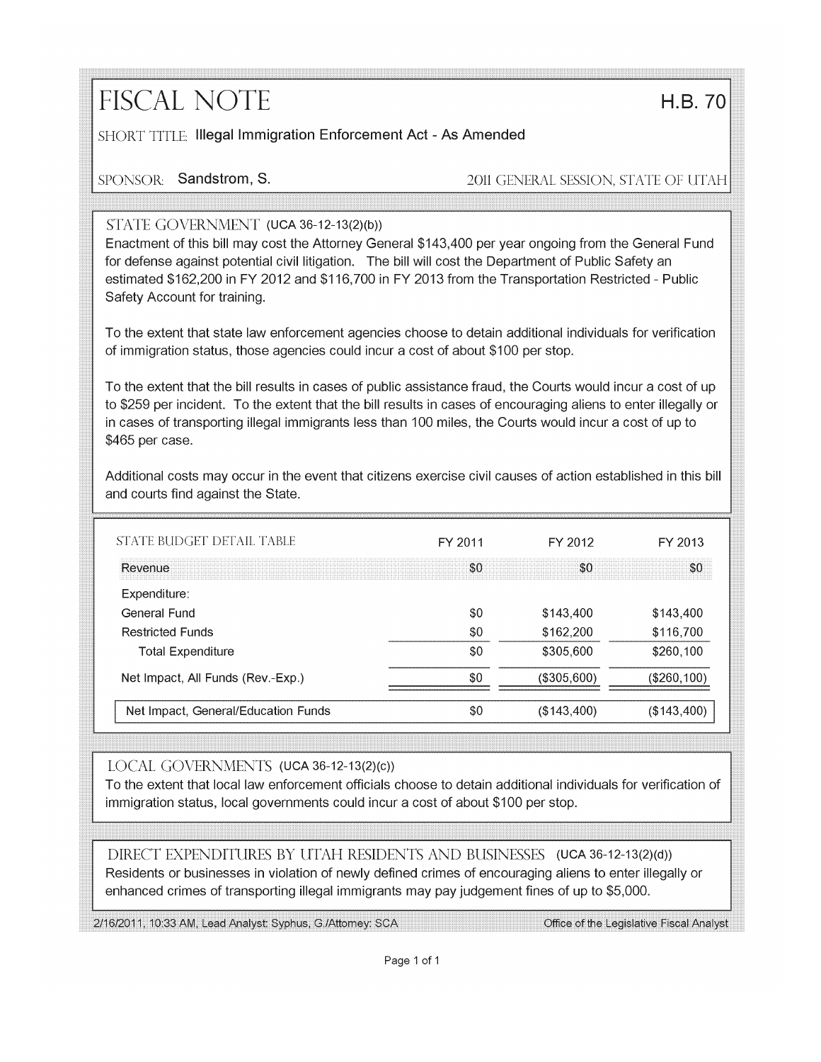# FISCAL NOTE

**H.B. 70**

SHORT TITLE: **Illegal Immigration Enforcement Act - As Amended**

SPONSOR: **Sandstrom, S.**

2011 GENERAL SESSION, STATE OF UTAH

## STATE GOVERNMENT (UCA 36-12-13(2)(b))

Enactment of this bill may cost the Attorney General $143,400 per year ongoing from the General Fund for defense against potential civil litigation. The bill will cost the Department of Public Safety an estimated $162,200 in FY 2012 and $116,700 in FY 2013 from the Transportation Restricted - Public Safety Account for training.

To the extent that state law enforcement agencies choose to detain additional individuals for verification of immigration status, those agencies could incur a cost of about $100 per stop.

To the extent that the bill results in cases of public assistance fraud, the Courts would incur a cost of up to $259 per incident. To the extent that the bill results in cases of encouraging aliens to enter illegally or in cases of transporting illegal immigrants less than 100 miles, the Courts would incur a cost of up to $465 per case.

Additional costs may occur in the event that citizens exercise civil causes of action established in this bill and courts find against the State.

| STATE BUDGET DETAIL TABLE | FY 2011 | FY 2012 | FY 2013 |
| --- | --- | --- | --- |
| Revenue | $0 | $0 | $0 |
| Expenditure: | | | |
| General Fund | $0 | $143,400 | $143,400 |
| Restricted Funds | $0 | $162,200 | $116,700 |
| Total Expenditure | $0 | $305,600 | $260,100 |
| Net Impact, All Funds (Rev.-Exp.) | $0 | ($305,600) | ($260,100) |
| Net Impact, General/Education Funds | $0 | ($143,400) | ($143,400) |

## LOCAL GOVERNMENTS (UCA 36-12-13(2)(c))

To the extent that local law enforcement officials choose to detain additional individuals for verification of immigration status, local governments could incur a cost of about $100 per stop.

## DIRECT EXPENDITURES BY UTAH RESIDENTS AND BUSINESSES (UCA 36-12-13(2)(d))

Residents or businesses in violation of newly defined crimes of encouraging aliens to enter illegally or enhanced crimes of transporting illegal immigrants may pay judgement fines of up to $5,000.

2/16/2011, 10:33 AM, Lead Analyst: Syphus, G./Attorney: SCA

Office of the Legislative Fiscal Analyst